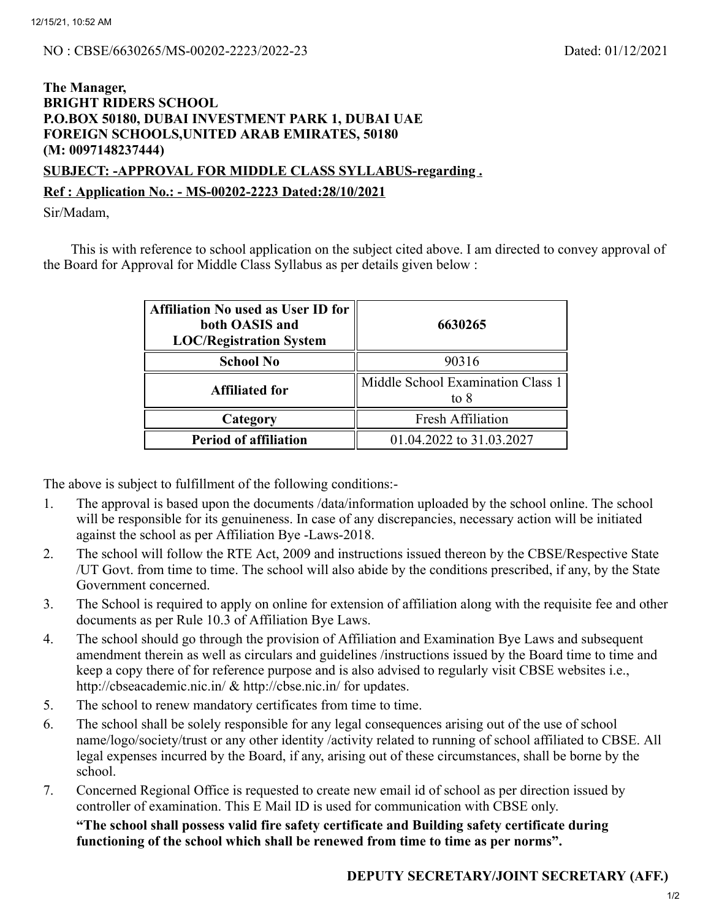NO : CBSE/6630265/MS-00202-2223/2022-23 Dated: 01/12/2021

**The Manager,**
**BRIGHT RIDERS SCHOOL**
**P.O.BOX 50180, DUBAI INVESTMENT PARK 1, DUBAI UAE**
**FOREIGN SCHOOLS,UNITED ARAB EMIRATES, 50180**
**(M: 0097148237444)**

**SUBJECT: -APPROVAL FOR MIDDLE CLASS SYLLABUS-regarding .**

**Ref : Application No.: - MS-00202-2223 Dated:28/10/2021**

Sir/Madam,

This is with reference to school application on the subject cited above. I am directed to convey approval of the Board for Approval for Middle Class Syllabus as per details given below :

| **Affiliation No used as User ID for both OASIS and LOC/Registration System** | **6630265** |
|---|---|
| **School No** | 90316 |
| **Affiliated for** | Middle School Examination Class 1 to 8 |
| **Category** | Fresh Affiliation |
| **Period of affiliation** | 01.04.2022 to 31.03.2027 |

The above is subject to fulfillment of the following conditions:-

1. The approval is based upon the documents /data/information uploaded by the school online. The school will be responsible for its genuineness. In case of any discrepancies, necessary action will be initiated against the school as per Affiliation Bye -Laws-2018.
2. The school will follow the RTE Act, 2009 and instructions issued thereon by the CBSE/Respective State /UT Govt. from time to time. The school will also abide by the conditions prescribed, if any, by the State Government concerned.
3. The School is required to apply on online for extension of affiliation along with the requisite fee and other documents as per Rule 10.3 of Affiliation Bye Laws.
4. The school should go through the provision of Affiliation and Examination Bye Laws and subsequent amendment therein as well as circulars and guidelines /instructions issued by the Board time to time and keep a copy there of for reference purpose and is also advised to regularly visit CBSE websites i.e., http://cbseacademic.nic.in/ & http://cbse.nic.in/ for updates.
5. The school to renew mandatory certificates from time to time.
6. The school shall be solely responsible for any legal consequences arising out of the use of school name/logo/society/trust or any other identity /activity related to running of school affiliated to CBSE. All legal expenses incurred by the Board, if any, arising out of these circumstances, shall be borne by the school.
7. Concerned Regional Office is requested to create new email id of school as per direction issued by controller of examination. This E Mail ID is used for communication with CBSE only.

   **"The school shall possess valid fire safety certificate and Building safety certificate during functioning of the school which shall be renewed from time to time as per norms".**

**DEPUTY SECRETARY/JOINT SECRETARY (AFF.)**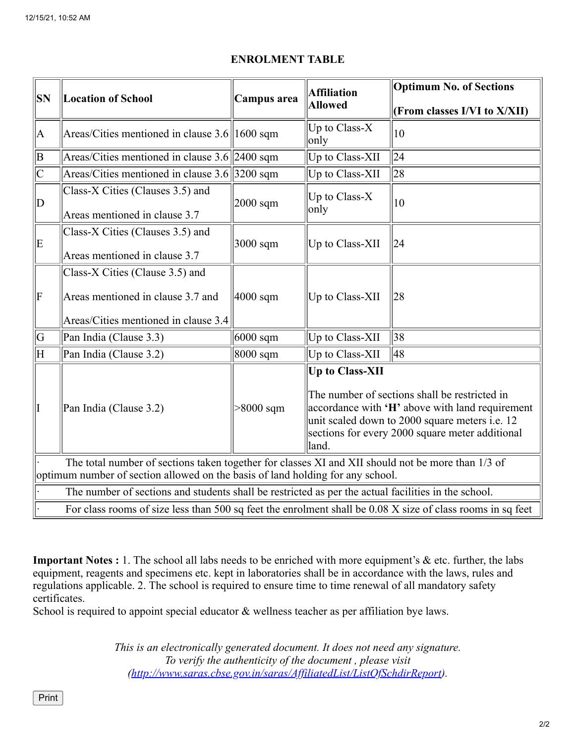## ENROLMENT TABLE

| SN | Location of School | Campus area | Affiliation Allowed | Optimum No. of Sections (From classes I/VI to X/XII) |
|---|---|---|---|---|
| A | Areas/Cities mentioned in clause 3.6 | 1600 sqm | Up to Class-X only | 10 |
| B | Areas/Cities mentioned in clause 3.6 | 2400 sqm | Up to Class-XII | 24 |
| C | Areas/Cities mentioned in clause 3.6 | 3200 sqm | Up to Class-XII | 28 |
| D | Class-X Cities (Clauses 3.5) and Areas mentioned in clause 3.7 | 2000 sqm | Up to Class-X only | 10 |
| E | Class-X Cities (Clauses 3.5) and Areas mentioned in clause 3.7 | 3000 sqm | Up to Class-XII | 24 |
| F | Class-X Cities (Clause 3.5) and Areas mentioned in clause 3.7 and Areas/Cities mentioned in clause 3.4 | 4000 sqm | Up to Class-XII | 28 |
| G | Pan India (Clause 3.3) | 6000 sqm | Up to Class-XII | 38 |
| H | Pan India (Clause 3.2) | 8000 sqm | Up to Class-XII | 48 |
| I | Pan India (Clause 3.2) | >8000 sqm | **Up to Class-XII** The number of sections shall be restricted in accordance with **'H'** above with land requirement unit scaled down to 2000 square meters i.e. 12 sections for every 2000 square meter additional land. | |

- The total number of sections taken together for classes XI and XII should not be more than 1/3 of optimum number of section allowed on the basis of land holding for any school.
- The number of sections and students shall be restricted as per the actual facilities in the school.
- For class rooms of size less than 500 sq feet the enrolment shall be 0.08 X size of class rooms in sq feet

**Important Notes :** 1. The school all labs needs to be enriched with more equipment's & etc. further, the labs equipment, reagents and specimens etc. kept in laboratories shall be in accordance with the laws, rules and regulations applicable. 2. The school is required to ensure time to time renewal of all mandatory safety certificates.
School is required to appoint special educator & wellness teacher as per affiliation bye laws.

*This is an electronically generated document. It does not need any signature.*
*To verify the authenticity of the document , please visit*
*(http://www.saras.cbse.gov.in/saras/AffiliatedList/ListOfSchdirReport).*

Print